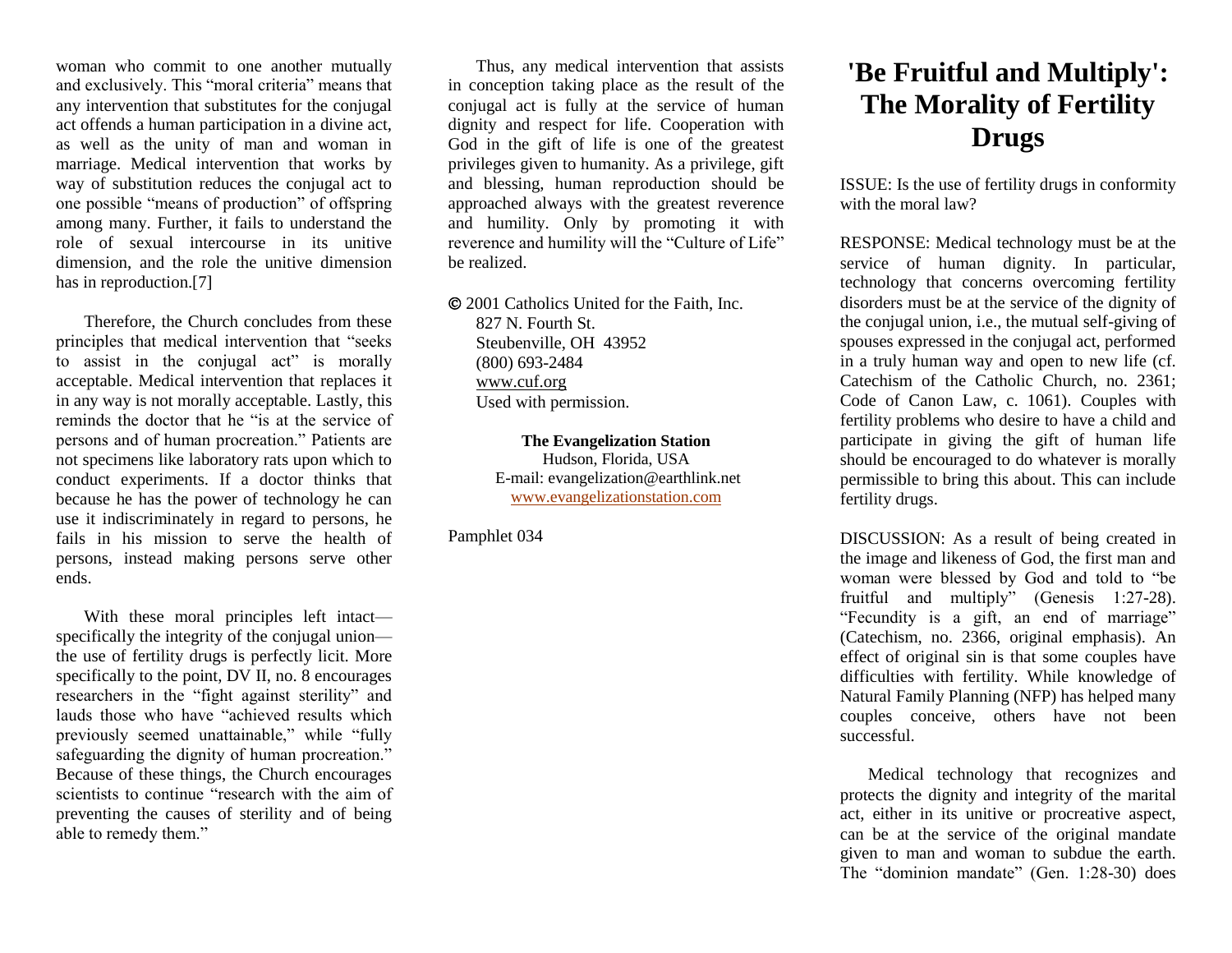woman who commit to one another mutually and exclusively. This "moral criteria" means that any intervention that substitutes for the conjugal act offends a human participation in a divine act, as well as the unity of man and woman in marriage. Medical intervention that works by way of substitution reduces the conjugal act to one possible "means of production" of offspring among many. Further, it fails to understand the role of sexual intercourse in its unitive dimension, and the role the unitive dimension has in reproduction.[7]

Therefore, the Church concludes from these principles that medical intervention that "seeks to assist in the conjugal act" is morally acceptable. Medical intervention that replaces it in any way is not morally acceptable. Lastly, this reminds the doctor that he "is at the service of persons and of human procreation." Patients are not specimens like laboratory rats upon which to conduct experiments. If a doctor thinks that because he has the power of technology he can use it indiscriminately in regard to persons, he fails in his mission to serve the health of persons, instead making persons serve other ends.

With these moral principles left intact—specifically the integrity of the conjugal union—the use of fertility drugs is perfectly licit. More specifically to the point, DV II, no. 8 encourages researchers in the "fight against sterility" and lauds those who have "achieved results which previously seemed unattainable," while "fully safeguarding the dignity of human procreation." Because of these things, the Church encourages scientists to continue "research with the aim of preventing the causes of sterility and of being able to remedy them."

Thus, any medical intervention that assists in conception taking place as the result of the conjugal act is fully at the service of human dignity and respect for life. Cooperation with God in the gift of life is one of the greatest privileges given to humanity. As a privilege, gift and blessing, human reproduction should be approached always with the greatest reverence and humility. Only by promoting it with reverence and humility will the "Culture of Life" be realized.

© 2001 Catholics United for the Faith, Inc.
827 N. Fourth St.
Steubenville, OH 43952
(800) 693-2484
www.cuf.org
Used with permission.

**The Evangelization Station**
Hudson, Florida, USA
E-mail: evangelization@earthlink.net
www.evangelizationstation.com

Pamphlet 034

# 'Be Fruitful and Multiply': The Morality of Fertility Drugs

ISSUE: Is the use of fertility drugs in conformity with the moral law?

RESPONSE: Medical technology must be at the service of human dignity. In particular, technology that concerns overcoming fertility disorders must be at the service of the dignity of the conjugal union, i.e., the mutual self-giving of spouses expressed in the conjugal act, performed in a truly human way and open to new life (cf. Catechism of the Catholic Church, no. 2361; Code of Canon Law, c. 1061). Couples with fertility problems who desire to have a child and participate in giving the gift of human life should be encouraged to do whatever is morally permissible to bring this about. This can include fertility drugs.

DISCUSSION: As a result of being created in the image and likeness of God, the first man and woman were blessed by God and told to "be fruitful and multiply" (Genesis 1:27-28). "Fecundity is a gift, an end of marriage" (Catechism, no. 2366, original emphasis). An effect of original sin is that some couples have difficulties with fertility. While knowledge of Natural Family Planning (NFP) has helped many couples conceive, others have not been successful.

Medical technology that recognizes and protects the dignity and integrity of the marital act, either in its unitive or procreative aspect, can be at the service of the original mandate given to man and woman to subdue the earth. The "dominion mandate" (Gen. 1:28-30) does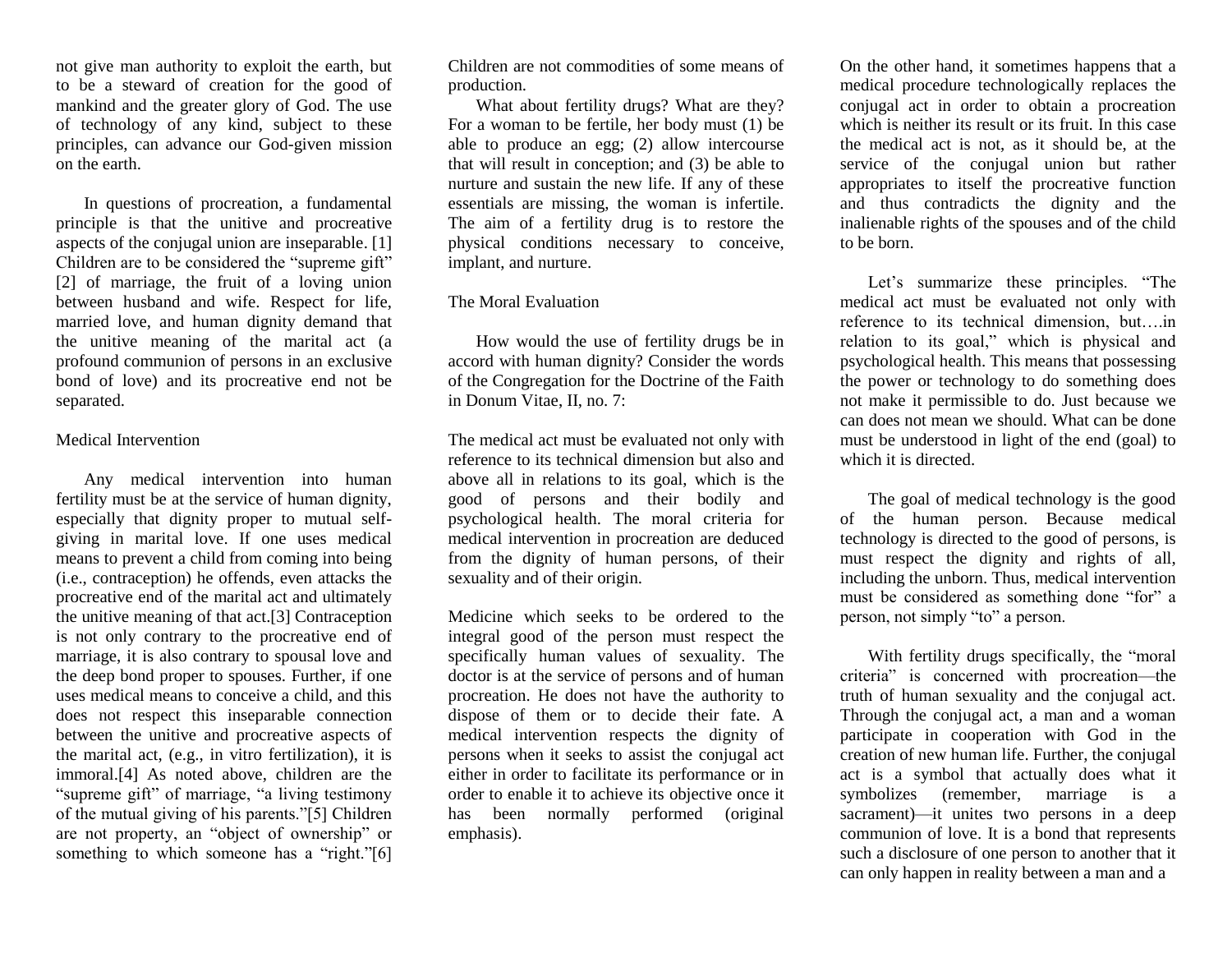not give man authority to exploit the earth, but to be a steward of creation for the good of mankind and the greater glory of God. The use of technology of any kind, subject to these principles, can advance our God-given mission on the earth.

In questions of procreation, a fundamental principle is that the unitive and procreative aspects of the conjugal union are inseparable. [1] Children are to be considered the "supreme gift" [2] of marriage, the fruit of a loving union between husband and wife. Respect for life, married love, and human dignity demand that the unitive meaning of the marital act (a profound communion of persons in an exclusive bond of love) and its procreative end not be separated.

## Medical Intervention

Any medical intervention into human fertility must be at the service of human dignity, especially that dignity proper to mutual self-giving in marital love. If one uses medical means to prevent a child from coming into being (i.e., contraception) he offends, even attacks the procreative end of the marital act and ultimately the unitive meaning of that act.[3] Contraception is not only contrary to the procreative end of marriage, it is also contrary to spousal love and the deep bond proper to spouses. Further, if one uses medical means to conceive a child, and this does not respect this inseparable connection between the unitive and procreative aspects of the marital act, (e.g., in vitro fertilization), it is immoral.[4] As noted above, children are the "supreme gift" of marriage, "a living testimony of the mutual giving of his parents."[5] Children are not property, an "object of ownership" or something to which someone has a "right."[6] Children are not commodities of some means of production.

What about fertility drugs? What are they? For a woman to be fertile, her body must (1) be able to produce an egg; (2) allow intercourse that will result in conception; and (3) be able to nurture and sustain the new life. If any of these essentials are missing, the woman is infertile. The aim of a fertility drug is to restore the physical conditions necessary to conceive, implant, and nurture.

## The Moral Evaluation

How would the use of fertility drugs be in accord with human dignity? Consider the words of the Congregation for the Doctrine of the Faith in Donum Vitae, II, no. 7:

The medical act must be evaluated not only with reference to its technical dimension but also and above all in relations to its goal, which is the good of persons and their bodily and psychological health. The moral criteria for medical intervention in procreation are deduced from the dignity of human persons, of their sexuality and of their origin.

Medicine which seeks to be ordered to the integral good of the person must respect the specifically human values of sexuality. The doctor is at the service of persons and of human procreation. He does not have the authority to dispose of them or to decide their fate. A medical intervention respects the dignity of persons when it seeks to assist the conjugal act either in order to facilitate its performance or in order to enable it to achieve its objective once it has been normally performed (original emphasis).

On the other hand, it sometimes happens that a medical procedure technologically replaces the conjugal act in order to obtain a procreation which is neither its result or its fruit. In this case the medical act is not, as it should be, at the service of the conjugal union but rather appropriates to itself the procreative function and thus contradicts the dignity and the inalienable rights of the spouses and of the child to be born.

Let's summarize these principles. "The medical act must be evaluated not only with reference to its technical dimension, but….in relation to its goal," which is physical and psychological health. This means that possessing the power or technology to do something does not make it permissible to do. Just because we can does not mean we should. What can be done must be understood in light of the end (goal) to which it is directed.

The goal of medical technology is the good of the human person. Because medical technology is directed to the good of persons, is must respect the dignity and rights of all, including the unborn. Thus, medical intervention must be considered as something done "for" a person, not simply "to" a person.

With fertility drugs specifically, the "moral criteria" is concerned with procreation—the truth of human sexuality and the conjugal act. Through the conjugal act, a man and a woman participate in cooperation with God in the creation of new human life. Further, the conjugal act is a symbol that actually does what it symbolizes (remember, marriage is a sacrament)—it unites two persons in a deep communion of love. It is a bond that represents such a disclosure of one person to another that it can only happen in reality between a man and a